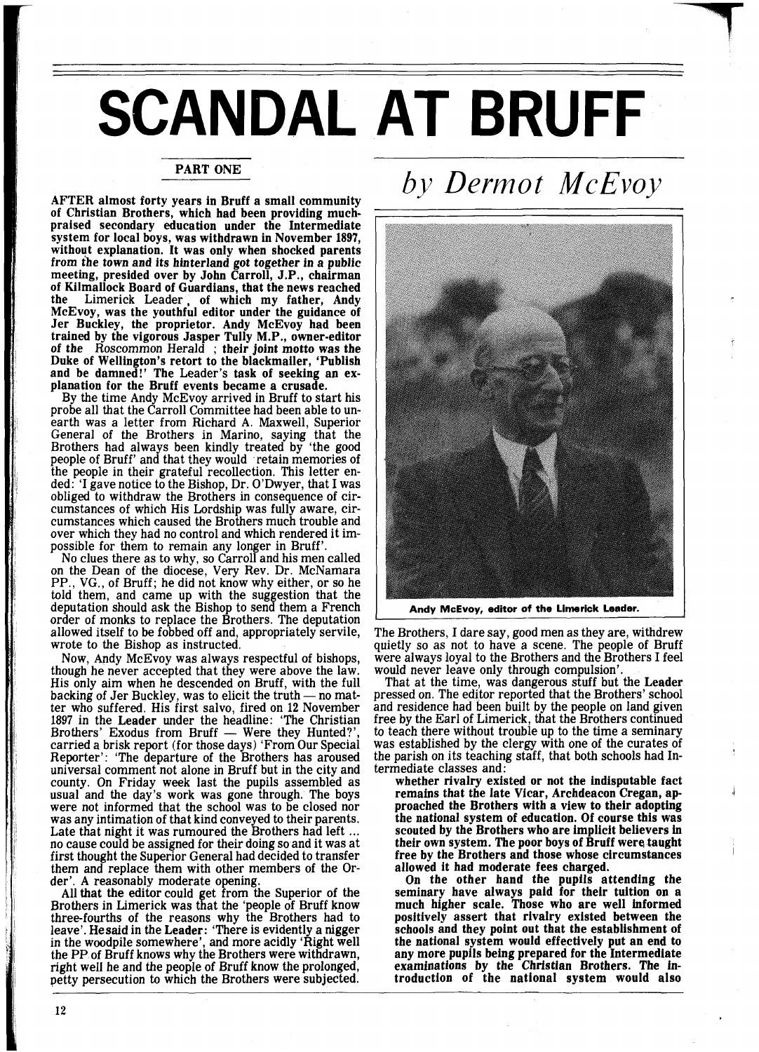# SCANDAL AT BRUFF

## PART ONE

*by Dermot McEvoy*

**AFTER almost forty years in Bruff a small community of Christian Brothers, which had been providing much-praised secondary education under the Intermediate system for local boys, was withdrawn in November 1897, without explanation. It was only when shocked parents from the town and its hinterland got together in a public meeting, presided over by John Carroll, J.P., chairman of Kilmallock Board of Guardians, that the news reached the Limerick Leader, of which my father, Andy McEvoy, was the youthful editor under the guidance of Jer Buckley, the proprietor. Andy McEvoy had been trained by the vigorous Jasper Tully M.P., owner-editor of the Roscommon Herald; their joint motto was the Duke of Wellington's retort to the blackmailer, 'Publish and be damned!' The Leader's task of seeking an explanation for the Bruff events became a crusade.**

By the time Andy McEvoy arrived in Bruff to start his probe all that the Carroll Committee had been able to unearth was a letter from Richard A. Maxwell, Superior General of the Brothers in Marino, saying that the Brothers had always been kindly treated by 'the good people of Bruff' and that they would retain memories of the people in their grateful recollection. This letter ended: 'I gave notice to the Bishop, Dr. O'Dwyer, that I was obliged to withdraw the Brothers in consequence of circumstances of which His Lordship was fully aware, circumstances which caused the Brothers much trouble and over which they had no control and which rendered it impossible for them to remain any longer in Bruff'.

No clues there as to why, so Carroll and his men called on the Dean of the diocese, Very Rev. Dr. McNamara PP., VG., of Bruff; he did not know why either, or so he told them, and came up with the suggestion that the deputation should ask the Bishop to send them a French order of monks to replace the Brothers. The deputation allowed itself to be fobbed off and, appropriately servile, wrote to the Bishop as instructed.

Now, Andy McEvoy was always respectful of bishops, though he never accepted that they were above the law. His only aim when he descended on Bruff, with the full backing of Jer Buckley, was to elicit the truth — no matter who suffered. His first salvo, fired on 12 November 1897 in the **Leader** under the headline: 'The Christian Brothers' Exodus from Bruff — Were they Hunted?', carried a brisk report (for those days) 'From Our Special Reporter': 'The departure of the Brothers has aroused universal comment not alone in Bruff but in the city and county. On Friday week last the pupils assembled as usual and the day's work was gone through. The boys were not informed that the school was to be closed nor was any intimation of that kind conveyed to their parents. Late that night it was rumoured the Brothers had left ... no cause could be assigned for their doing so and it was at first thought the Superior General had decided to transfer them and replace them with other members of the Order'. A reasonably moderate opening.

All that the editor could get from the Superior of the Brothers in Limerick was that the 'people of Bruff know three-fourths of the reasons why the Brothers had to leave'. He said in the **Leader**: 'There is evidently a nigger in the woodpile somewhere', and more acidly 'Right well the PP of Bruff knows why the Brothers were withdrawn, right well he and the people of Bruff know the prolonged, petty persecution to which the Brothers were subjected.

**Andy McEvoy, editor of the Limerick Leader.**

The Brothers, I dare say, good men as they are, withdrew quietly so as not to have a scene. The people of Bruff were always loyal to the Brothers and the Brothers I feel would never leave only through compulsion'.

That at the time, was dangerous stuff but the **Leader** pressed on. The editor reported that the Brothers' school and residence had been built by the people on land given free by the Earl of Limerick, that the Brothers continued to teach there without trouble up to the time a seminary was established by the clergy with one of the curates of the parish on its teaching staff, that both schools had Intermediate classes and:

> **whether rivalry existed or not the indisputable fact remains that the late Vicar, Archdeacon Cregan, approached the Brothers with a view to their adopting the national system of education. Of course this was scouted by the Brothers who are implicit believers in their own system. The poor boys of Bruff were taught free by the Brothers and those whose circumstances allowed it had moderate fees charged.**
>
> **On the other hand the pupils attending the seminary have always paid for their tuition on a much higher scale. Those who are well informed positively assert that rivalry existed between the schools and they point out that the establishment of the national system would effectively put an end to any more pupils being prepared for the Intermediate examinations by the Christian Brothers. The introduction of the national system would also**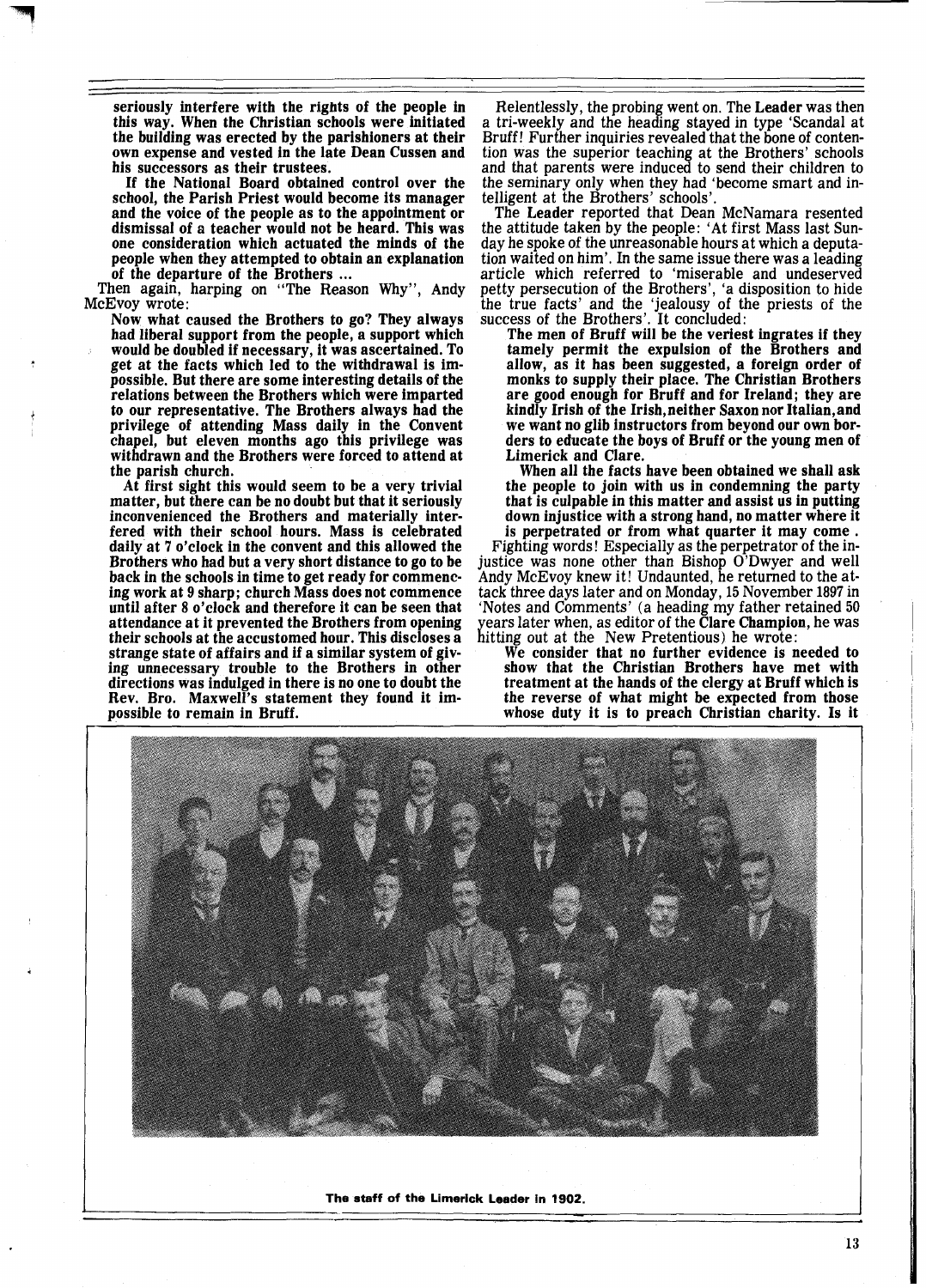**seriously interfere with the rights of the people in this way. When the Christian schools were initiated the building was erected by the parishioners at their own expense and vested in the late Dean Cussen and his successors as their trustees.**

**If the National Board obtained control over the school, the Parish Priest would become its manager and the voice of the people as to the appointment or dismissal of a teacher would not be heard. This was one consideration which actuated the minds of the people when they attempted to obtain an explanation of the departure of the Brothers ...**

Then again, harping on "The Reason Why", Andy McEvoy wrote:

**Now what caused the Brothers to go? They always had liberal support from the people, a support which would be doubled if necessary, it was ascertained. To get at the facts which led to the withdrawal is impossible. But there are some interesting details of the relations between the Brothers which were imparted to our representative. The Brothers always had the privilege of attending Mass daily in the Convent chapel, but eleven months ago this privilege was withdrawn and the Brothers were forced to attend at the parish church.**

**At first sight this would seem to be a very trivial matter, but there can be no doubt but that it seriously inconvenienced the Brothers and materially interfered with their school hours. Mass is celebrated daily at 7 o'clock in the convent and this allowed the Brothers who had but a very short distance to go to be back in the schools in time to get ready for commencing work at 9 sharp; church Mass does not commence until after 8 o'clock and therefore it can be seen that attendance at it prevented the Brothers from opening their schools at the accustomed hour. This discloses a strange state of affairs and if a similar system of giving unnecessary trouble to the Brothers in other directions was indulged in there is no one to doubt the Rev. Bro. Maxwell's statement they found it impossible to remain in Bruff.**

Relentlessly, the probing went on. The **Leader** was then a tri-weekly and the heading stayed in type 'Scandal at Bruff! Further inquiries revealed that the bone of contention was the superior teaching at the Brothers' schools and that parents were induced to send their children to the seminary only when they had 'become smart and intelligent at the Brothers' schools'.

The **Leader** reported that Dean McNamara resented the attitude taken by the people: 'At first Mass last Sunday he spoke of the unreasonable hours at which a deputation waited on him'. In the same issue there was a leading article which referred to 'miserable and undeserved petty persecution of the Brothers', 'a disposition to hide the true facts' and the 'jealousy of the priests of the success of the Brothers'. It concluded:

**The men of Bruff will be the veriest ingrates if they tamely permit the expulsion of the Brothers and allow, as it has been suggested, a foreign order of monks to supply their place. The Christian Brothers are good enough for Bruff and for Ireland; they are kindly Irish of the Irish, neither Saxon nor Italian, and we want no glib instructors from beyond our own borders to educate the boys of Bruff or the young men of Limerick and Clare.**

**When all the facts have been obtained we shall ask the people to join with us in condemning the party that is culpable in this matter and assist us in putting down injustice with a strong hand, no matter where it is perpetrated or from what quarter it may come .**

Fighting words! Especially as the perpetrator of the injustice was none other than Bishop O'Dwyer and well Andy McEvoy knew it! Undaunted, he returned to the attack three days later and on Monday, 15 November 1897 in 'Notes and Comments' (a heading my father retained 50 years later when, as editor of the **Clare Champion**, he was hitting out at the New Pretentious) he wrote:

**We consider that no further evidence is needed to show that the Christian Brothers have met with treatment at the hands of the clergy at Bruff which is the reverse of what might be expected from those whose duty it is to preach Christian charity. Is it**

**The staff of the Limerick Leader in 1902.**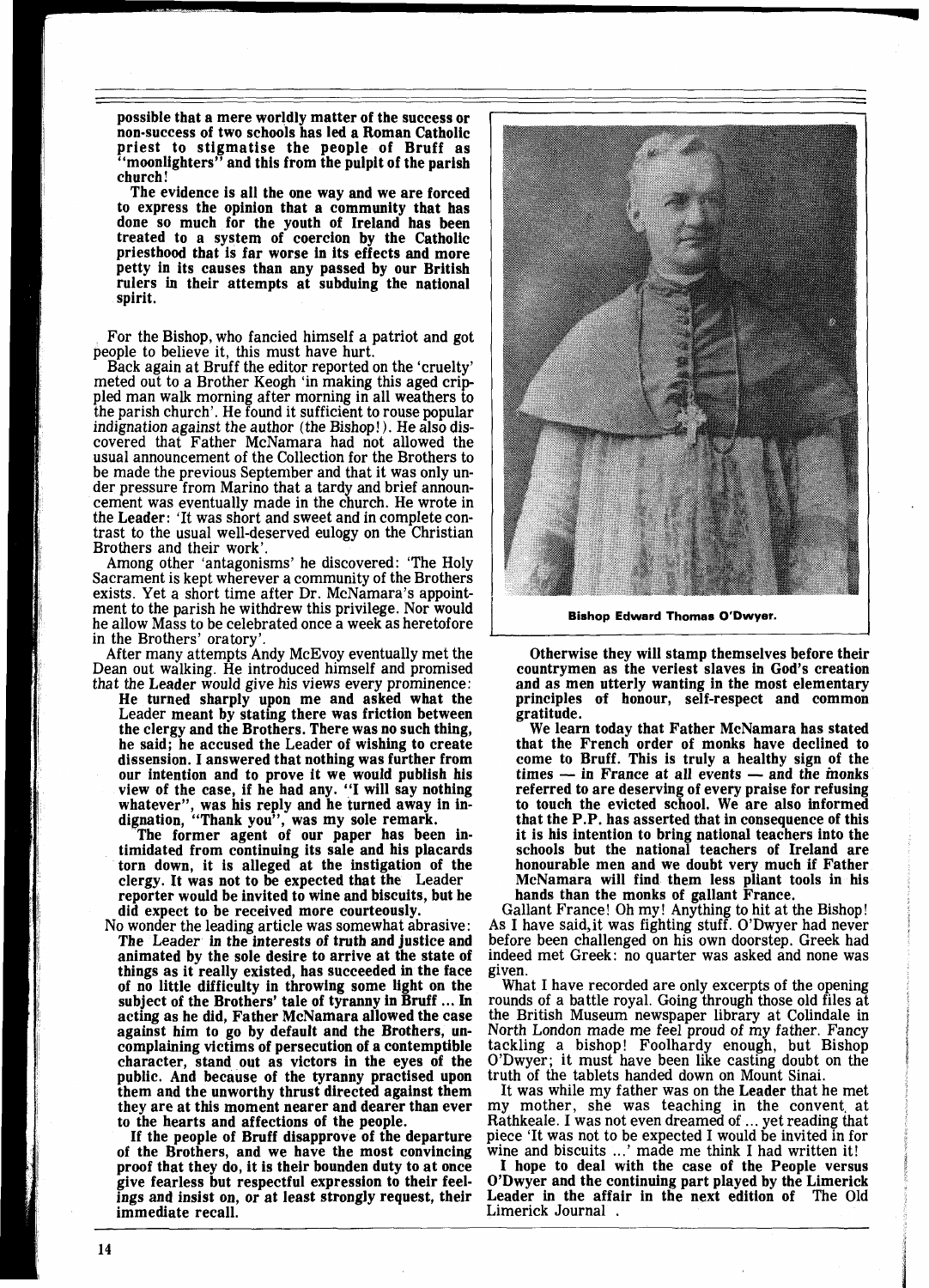**possible that a mere worldly matter of the success or non-success of two schools has led a Roman Catholic priest to stigmatise the people of Bruff as "moonlighters" and this from the pulpit of the parish church!**

**The evidence is all the one way and we are forced to express the opinion that a community that has done so much for the youth of Ireland has been treated to a system of coercion by the Catholic priesthood that is far worse in its effects and more petty in its causes than any passed by our British rulers in their attempts at subduing the national spirit.**

For the Bishop, who fancied himself a patriot and got people to believe it, this must have hurt.

Back again at Bruff the editor reported on the 'cruelty' meted out to a Brother Keogh 'in making this aged crippled man walk morning after morning in all weathers to the parish church'. He found it sufficient to rouse popular *indignation against* the author (the Bishop!). He also discovered that Father McNamara had not allowed the usual announcement of the Collection for the Brothers to be made the previous September and that it was only under pressure from Marino that a tardy and brief announcement was eventually made in the church. He wrote in the Leader: 'It was short and sweet and in complete contrast to the usual well-deserved eulogy on the Christian Brothers and their work'.

Among other 'antagonisms' he discovered: 'The Holy Sacrament is kept wherever a community of the Brothers exists. Yet a short time after Dr. McNamara's appointment to the parish he withdrew this privilege. Nor would he allow Mass to be celebrated once a week as heretofore in the Brothers' oratory'.

After many attempts Andy McEvoy eventually met the Dean out walking. He introduced himself and promised that the Leader would give his views every prominence:

**He turned sharply upon me and asked what the Leader meant by stating there was friction between the clergy and the Brothers. There was no such thing, he said; he accused the Leader of wishing to create dissension. I answered that nothing was further from our intention and to prove it we would publish his view of the case, if he had any. "I will say nothing whatever", was his reply and he turned away in indignation, "Thank you", was my sole remark.**

**The former agent of our paper has been intimidated from continuing its sale and his placards torn down, it is alleged at the instigation of the clergy. It was not to be expected that the Leader reporter would be invited to wine and biscuits, but he did expect to be received more courteously.**

No wonder the leading article was somewhat abrasive:

**The Leader in the interests of truth and justice and animated by the sole desire to arrive at the state of things as it really existed, has succeeded in the face of no little difficulty in throwing some light on the subject of the Brothers' tale of tyranny in Bruff ... In acting as he did, Father McNamara allowed the case against him to go by default and the Brothers, uncomplaining victims of persecution of a contemptible character, stand out as victors in the eyes of the public. And because of the tyranny practised upon them and the unworthy thrust directed against them they are at this moment nearer and dearer than ever to the hearts and affections of the people.**

**If the people of Bruff disapprove of the departure of the Brothers, and we have the most convincing proof that they do, it is their bounden duty to at once give fearless but respectful expression to their feelings and insist on, or at least strongly request, their immediate recall.**

Bishop Edward Thomas O'Dwyer.

**Otherwise they will stamp themselves before their countrymen as the veriest slaves in God's creation and as men utterly wanting in the most elementary principles of honour, self-respect and common gratitude.**

**We learn today that Father McNamara has stated that the French order of monks have declined to come to Bruff. This is truly a healthy sign of the times — in France at all events — and the monks referred to are deserving of every praise for refusing to touch the evicted school. We are also informed that the P.P. has asserted that in consequence of this it is his intention to bring national teachers into the schools but the national teachers of Ireland are honourable men and we doubt very much if Father McNamara will find them less pliant tools in his hands than the monks of gallant France.**

Gallant France! Oh my! Anything to hit at the Bishop! As I have said, it was fighting stuff. O'Dwyer had never before been challenged on his own doorstep. Greek had indeed met Greek: no quarter was asked and none was given.

What I have recorded are only excerpts of the opening rounds of a battle royal. Going through those old files at the British Museum newspaper library at Colindale in North London made me feel proud of my father. Fancy tackling a bishop! Foolhardy enough, but Bishop O'Dwyer; it must have been like casting doubt on the truth of the tablets handed down on Mount Sinai.

It was while my father was on the Leader that he met my mother, she was teaching in the convent at Rathkeale. I was not even dreamed of ... yet reading that piece 'It was not to be expected I would be invited in for wine and biscuits ...' made me think I had written it!

**I hope to deal with the case of the People versus O'Dwyer and the continuing part played by the Limerick Leader in the affair in the next edition of** The Old Limerick Journal .